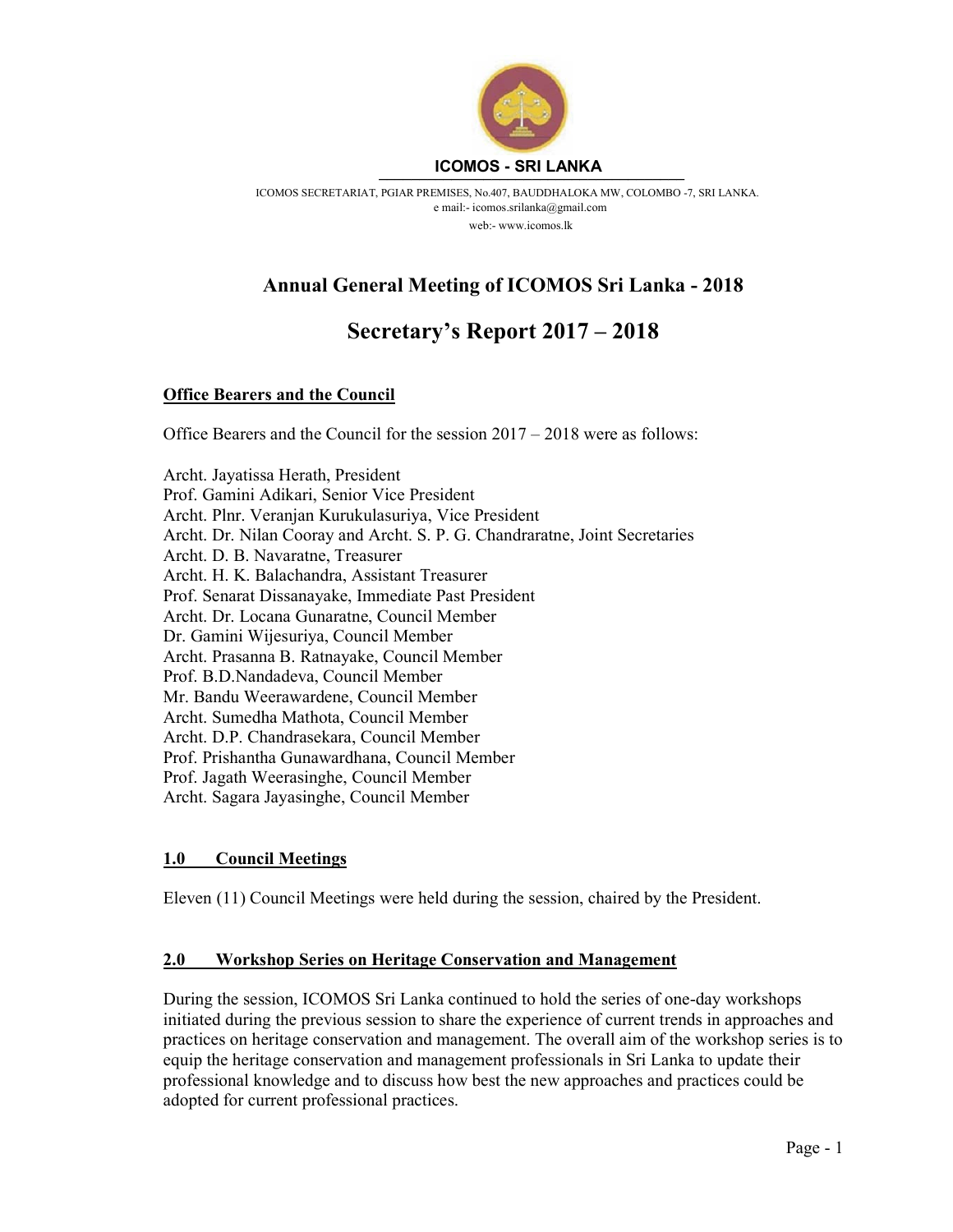**ICOMOS - SRI LANKA**

ICOMOS SECRETARIAT, PGIAR PREMISES, No.407, BAUDDHALOKA MW, COLOMBO -7, SRI LANKA.
e mail:- icomos.srilanka@gmail.com
web:- www.icomos.lk

# Annual General Meeting of ICOMOS Sri Lanka - 2018

# Secretary's Report 2017 – 2018

## Office Bearers and the Council

Office Bearers and the Council for the session 2017 – 2018 were as follows:

Archt. Jayatissa Herath, President
Prof. Gamini Adikari, Senior Vice President
Archt. Plnr. Veranjan Kurukulasuriya, Vice President
Archt. Dr. Nilan Cooray and Archt. S. P. G. Chandraratne, Joint Secretaries
Archt. D. B. Navaratne, Treasurer
Archt. H. K. Balachandra, Assistant Treasurer
Prof. Senarat Dissanayake, Immediate Past President
Archt. Dr. Locana Gunaratne, Council Member
Dr. Gamini Wijesuriya, Council Member
Archt. Prasanna B. Ratnayake, Council Member
Prof. B.D.Nandadeva, Council Member
Mr. Bandu Weerawardene, Council Member
Archt. Sumedha Mathota, Council Member
Archt. D.P. Chandrasekara, Council Member
Prof. Prishantha Gunawardhana, Council Member
Prof. Jagath Weerasinghe, Council Member
Archt. Sagara Jayasinghe, Council Member

## 1.0 Council Meetings

Eleven (11) Council Meetings were held during the session, chaired by the President.

## 2.0 Workshop Series on Heritage Conservation and Management

During the session, ICOMOS Sri Lanka continued to hold the series of one-day workshops initiated during the previous session to share the experience of current trends in approaches and practices on heritage conservation and management. The overall aim of the workshop series is to equip the heritage conservation and management professionals in Sri Lanka to update their professional knowledge and to discuss how best the new approaches and practices could be adopted for current professional practices.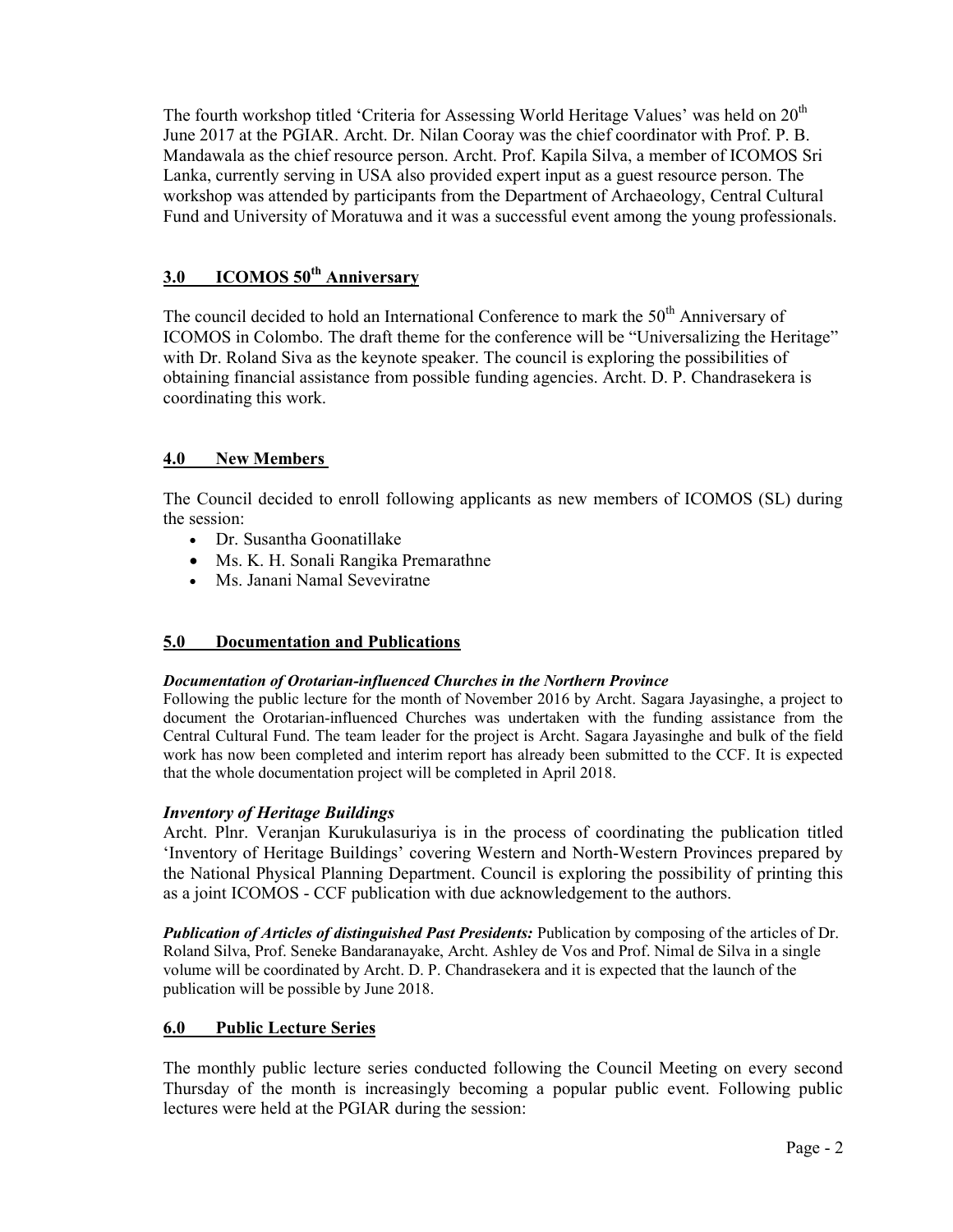The fourth workshop titled 'Criteria for Assessing World Heritage Values' was held on 20th June 2017 at the PGIAR. Archt. Dr. Nilan Cooray was the chief coordinator with Prof. P. B. Mandawala as the chief resource person. Archt. Prof. Kapila Silva, a member of ICOMOS Sri Lanka, currently serving in USA also provided expert input as a guest resource person. The workshop was attended by participants from the Department of Archaeology, Central Cultural Fund and University of Moratuwa and it was a successful event among the young professionals.

## 3.0 ICOMOS 50th Anniversary

The council decided to hold an International Conference to mark the 50th Anniversary of ICOMOS in Colombo. The draft theme for the conference will be "Universalizing the Heritage" with Dr. Roland Siva as the keynote speaker. The council is exploring the possibilities of obtaining financial assistance from possible funding agencies. Archt. D. P. Chandrasekera is coordinating this work.

## 4.0 New Members

The Council decided to enroll following applicants as new members of ICOMOS (SL) during the session:

- Dr. Susantha Goonatillake
- Ms. K. H. Sonali Rangika Premarathne
- Ms. Janani Namal Seveviratne

## 5.0 Documentation and Publications

***Documentation of Orotarian-influenced Churches in the Northern Province***

Following the public lecture for the month of November 2016 by Archt. Sagara Jayasinghe, a project to document the Orotarian-influenced Churches was undertaken with the funding assistance from the Central Cultural Fund. The team leader for the project is Archt. Sagara Jayasinghe and bulk of the field work has now been completed and interim report has already been submitted to the CCF. It is expected that the whole documentation project will be completed in April 2018.

***Inventory of Heritage Buildings***

Archt. Plnr. Veranjan Kurukulasuriya is in the process of coordinating the publication titled 'Inventory of Heritage Buildings' covering Western and North-Western Provinces prepared by the National Physical Planning Department. Council is exploring the possibility of printing this as a joint ICOMOS - CCF publication with due acknowledgement to the authors.

***Publication of Articles of distinguished Past Presidents:*** Publication by composing of the articles of Dr. Roland Silva, Prof. Seneke Bandaranayake, Archt. Ashley de Vos and Prof. Nimal de Silva in a single volume will be coordinated by Archt. D. P. Chandrasekera and it is expected that the launch of the publication will be possible by June 2018.

## 6.0 Public Lecture Series

The monthly public lecture series conducted following the Council Meeting on every second Thursday of the month is increasingly becoming a popular public event. Following public lectures were held at the PGIAR during the session: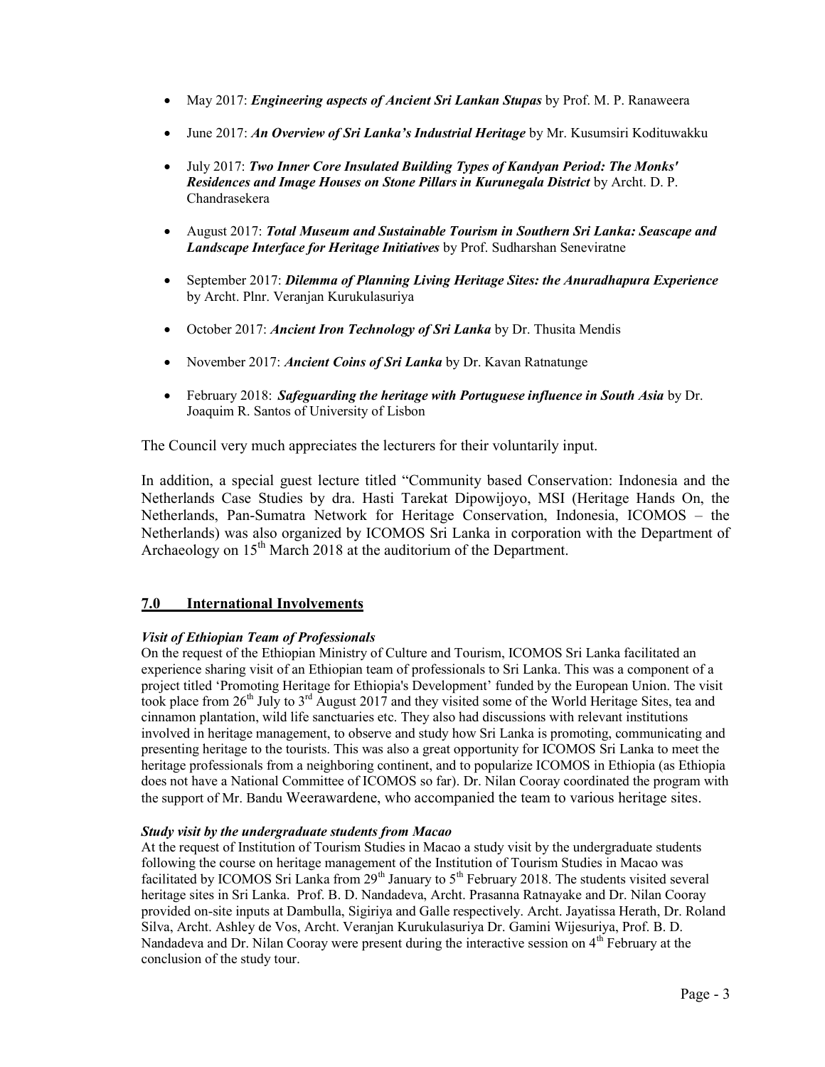- May 2017: ***Engineering aspects of Ancient Sri Lankan Stupas*** by Prof. M. P. Ranaweera

- June 2017: ***An Overview of Sri Lanka's Industrial Heritage*** by Mr. Kusumsiri Kodituwakku

- July 2017: ***Two Inner Core Insulated Building Types of Kandyan Period: The Monks' Residences and Image Houses on Stone Pillars in Kurunegala District*** by Archt. D. P. Chandrasekera

- August 2017: ***Total Museum and Sustainable Tourism in Southern Sri Lanka: Seascape and Landscape Interface for Heritage Initiatives*** by Prof. Sudharshan Seneviratne

- September 2017: ***Dilemma of Planning Living Heritage Sites: the Anuradhapura Experience*** by Archt. Plnr. Veranjan Kurukulasuriya

- October 2017: ***Ancient Iron Technology of Sri Lanka*** by Dr. Thusita Mendis

- November 2017: ***Ancient Coins of Sri Lanka*** by Dr. Kavan Ratnatunge

- February 2018: ***Safeguarding the heritage with Portuguese influence in South Asia*** by Dr. Joaquim R. Santos of University of Lisbon

The Council very much appreciates the lecturers for their voluntarily input.

In addition, a special guest lecture titled "Community based Conservation: Indonesia and the Netherlands Case Studies by dra. Hasti Tarekat Dipowijoyo, MSI (Heritage Hands On, the Netherlands, Pan-Sumatra Network for Heritage Conservation, Indonesia, ICOMOS – the Netherlands) was also organized by ICOMOS Sri Lanka in corporation with the Department of Archaeology on 15th March 2018 at the auditorium of the Department.

## 7.0 International Involvements

***Visit of Ethiopian Team of Professionals***

On the request of the Ethiopian Ministry of Culture and Tourism, ICOMOS Sri Lanka facilitated an experience sharing visit of an Ethiopian team of professionals to Sri Lanka. This was a component of a project titled 'Promoting Heritage for Ethiopia's Development' funded by the European Union. The visit took place from 26th July to 3rd August 2017 and they visited some of the World Heritage Sites, tea and cinnamon plantation, wild life sanctuaries etc. They also had discussions with relevant institutions involved in heritage management, to observe and study how Sri Lanka is promoting, communicating and presenting heritage to the tourists. This was also a great opportunity for ICOMOS Sri Lanka to meet the heritage professionals from a neighboring continent, and to popularize ICOMOS in Ethiopia (as Ethiopia does not have a National Committee of ICOMOS so far). Dr. Nilan Cooray coordinated the program with the support of Mr. Bandu Weerawardene, who accompanied the team to various heritage sites.

***Study visit by the undergraduate students from Macao***

At the request of Institution of Tourism Studies in Macao a study visit by the undergraduate students following the course on heritage management of the Institution of Tourism Studies in Macao was facilitated by ICOMOS Sri Lanka from 29th January to 5th February 2018. The students visited several heritage sites in Sri Lanka. Prof. B. D. Nandadeva, Archt. Prasanna Ratnayake and Dr. Nilan Cooray provided on-site inputs at Dambulla, Sigiriya and Galle respectively. Archt. Jayatissa Herath, Dr. Roland Silva, Archt. Ashley de Vos, Archt. Veranjan Kurukulasuriya Dr. Gamini Wijesuriya, Prof. B. D. Nandadeva and Dr. Nilan Cooray were present during the interactive session on 4th February at the conclusion of the study tour.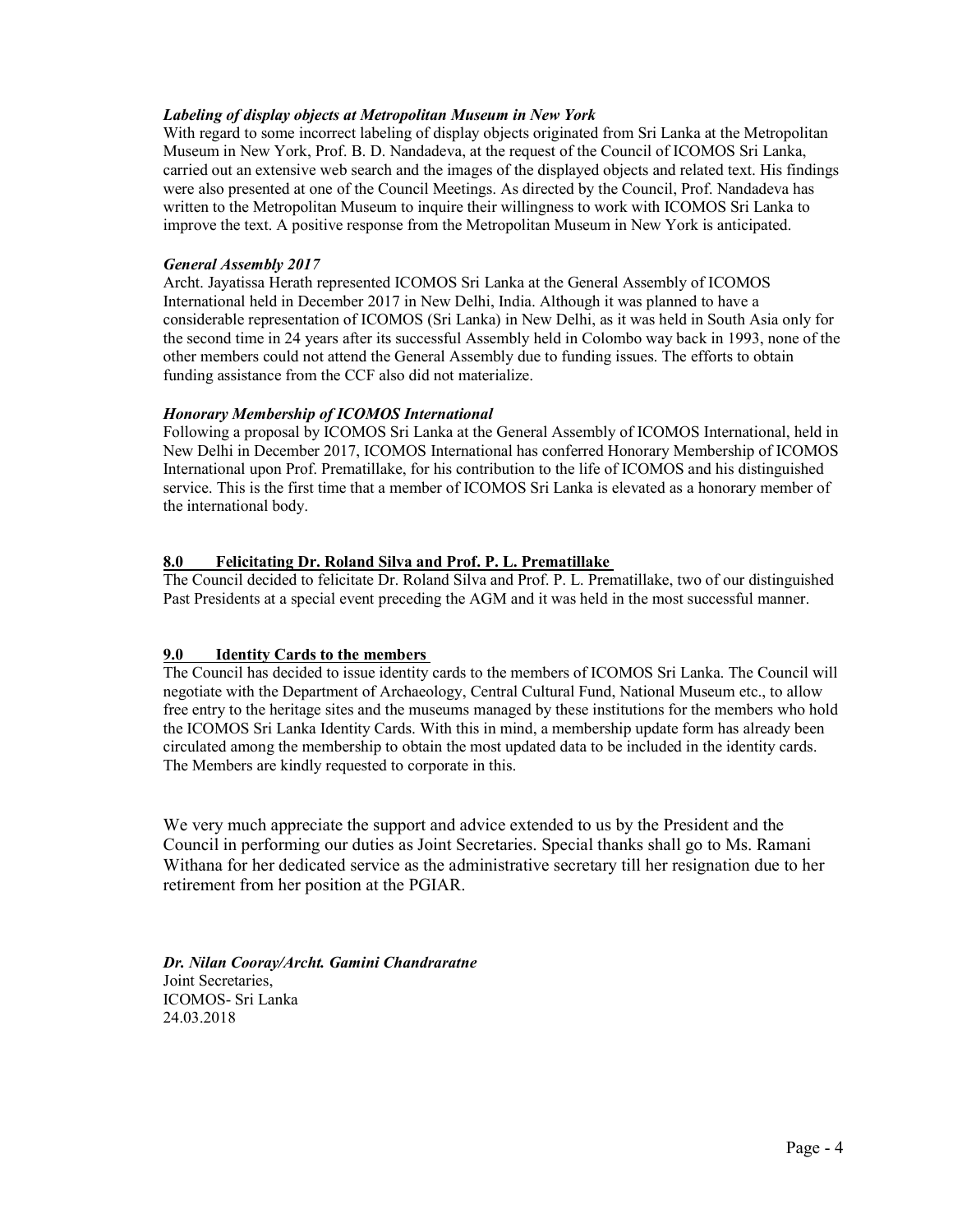***Labeling of display objects at Metropolitan Museum in New York***

With regard to some incorrect labeling of display objects originated from Sri Lanka at the Metropolitan Museum in New York, Prof. B. D. Nandadeva, at the request of the Council of ICOMOS Sri Lanka, carried out an extensive web search and the images of the displayed objects and related text. His findings were also presented at one of the Council Meetings. As directed by the Council, Prof. Nandadeva has written to the Metropolitan Museum to inquire their willingness to work with ICOMOS Sri Lanka to improve the text. A positive response from the Metropolitan Museum in New York is anticipated.

***General Assembly 2017***

Archt. Jayatissa Herath represented ICOMOS Sri Lanka at the General Assembly of ICOMOS International held in December 2017 in New Delhi, India. Although it was planned to have a considerable representation of ICOMOS (Sri Lanka) in New Delhi, as it was held in South Asia only for the second time in 24 years after its successful Assembly held in Colombo way back in 1993, none of the other members could not attend the General Assembly due to funding issues. The efforts to obtain funding assistance from the CCF also did not materialize.

***Honorary Membership of ICOMOS International***

Following a proposal by ICOMOS Sri Lanka at the General Assembly of ICOMOS International, held in New Delhi in December 2017, ICOMOS International has conferred Honorary Membership of ICOMOS International upon Prof. Prematillake, for his contribution to the life of ICOMOS and his distinguished service. This is the first time that a member of ICOMOS Sri Lanka is elevated as a honorary member of the international body.

## 8.0 Felicitating Dr. Roland Silva and Prof. P. L. Prematillake

The Council decided to felicitate Dr. Roland Silva and Prof. P. L. Prematillake, two of our distinguished Past Presidents at a special event preceding the AGM and it was held in the most successful manner.

## 9.0 Identity Cards to the members

The Council has decided to issue identity cards to the members of ICOMOS Sri Lanka. The Council will negotiate with the Department of Archaeology, Central Cultural Fund, National Museum etc., to allow free entry to the heritage sites and the museums managed by these institutions for the members who hold the ICOMOS Sri Lanka Identity Cards. With this in mind, a membership update form has already been circulated among the membership to obtain the most updated data to be included in the identity cards. The Members are kindly requested to corporate in this.

We very much appreciate the support and advice extended to us by the President and the Council in performing our duties as Joint Secretaries. Special thanks shall go to Ms. Ramani Withana for her dedicated service as the administrative secretary till her resignation due to her retirement from her position at the PGIAR.

***Dr. Nilan Cooray/Archt. Gamini Chandraratne***
Joint Secretaries,
ICOMOS- Sri Lanka
24.03.2018